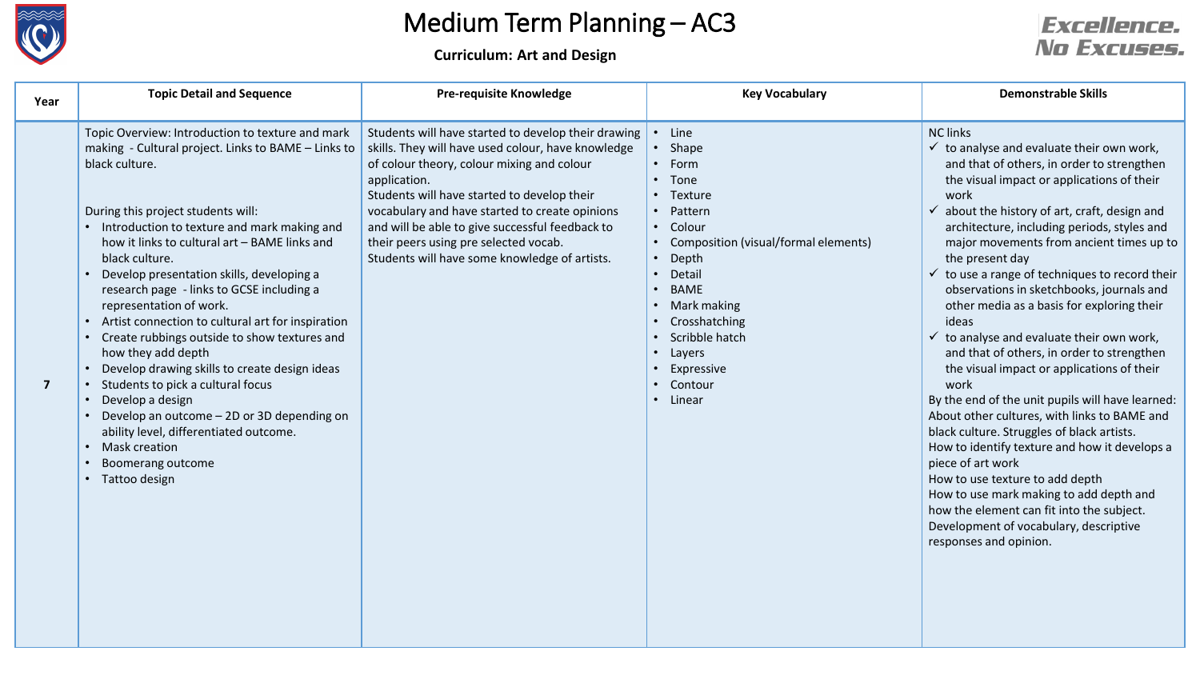# Medium Term Planning – AC3

**Curriculum: Art and Design**

Excellence. No Excuses.

| Year | Topic Detail and Sequence | Pre-requisite Knowledge | Key Vocabulary | Demonstrable Skills |
|---|---|---|---|---|
| 7 | Topic Overview: Introduction to texture and mark making - Cultural project. Links to BAME – Links to black culture.<br><br>During this project students will:<br>• Introduction to texture and mark making and how it links to cultural art – BAME links and black culture.<br>• Develop presentation skills, developing a research page - links to GCSE including a representation of work.<br>• Artist connection to cultural art for inspiration<br>• Create rubbings outside to show textures and how they add depth<br>• Develop drawing skills to create design ideas<br>• Students to pick a cultural focus<br>• Develop a design<br>• Develop an outcome – 2D or 3D depending on ability level, differentiated outcome.<br>• Mask creation<br>• Boomerang outcome<br>• Tattoo design | Students will have started to develop their drawing skills. They will have used colour, have knowledge of colour theory, colour mixing and colour application.<br>Students will have started to develop their vocabulary and have started to create opinions and will be able to give successful feedback to their peers using pre selected vocab.<br>Students will have some knowledge of artists. | • Line<br>• Shape<br>• Form<br>• Tone<br>• Texture<br>• Pattern<br>• Colour<br>• Composition (visual/formal elements)<br>• Depth<br>• Detail<br>• BAME<br>• Mark making<br>• Crosshatching<br>• Scribble hatch<br>• Layers<br>• Expressive<br>• Contour<br>• Linear | NC links<br>✓ to analyse and evaluate their own work, and that of others, in order to strengthen the visual impact or applications of their work<br>✓ about the history of art, craft, design and architecture, including periods, styles and major movements from ancient times up to the present day<br>✓ to use a range of techniques to record their observations in sketchbooks, journals and other media as a basis for exploring their ideas<br>✓ to analyse and evaluate their own work, and that of others, in order to strengthen the visual impact or applications of their work<br>By the end of the unit pupils will have learned:<br>About other cultures, with links to BAME and black culture. Struggles of black artists.<br>How to identify texture and how it develops a piece of art work<br>How to use texture to add depth<br>How to use mark making to add depth and how the element can fit into the subject.<br>Development of vocabulary, descriptive responses and opinion. |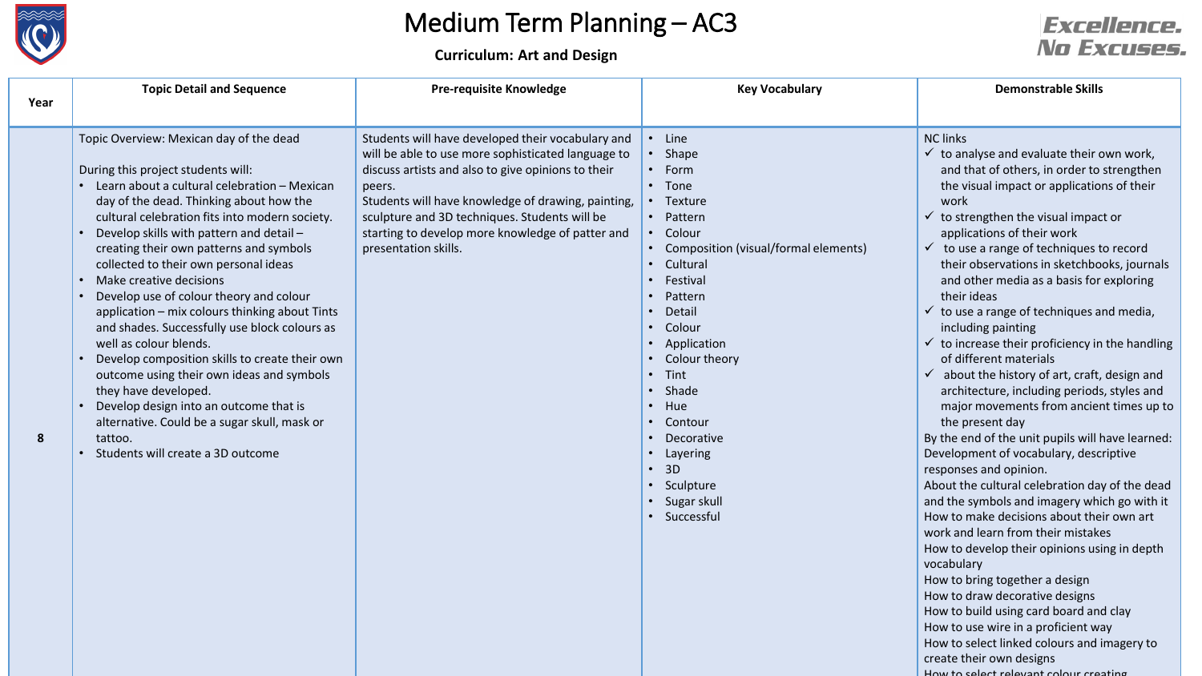# Medium Term Planning – AC3

**Curriculum: Art and Design**

Excellence. No Excuses.

| Year | Topic Detail and Sequence | Pre-requisite Knowledge | Key Vocabulary | Demonstrable Skills |
|---|---|---|---|---|
| 8 | Topic Overview: Mexican day of the dead<br><br>During this project students will:<br>• Learn about a cultural celebration – Mexican day of the dead. Thinking about how the cultural celebration fits into modern society.<br>• Develop skills with pattern and detail – creating their own patterns and symbols collected to their own personal ideas<br>• Make creative decisions<br>• Develop use of colour theory and colour application – mix colours thinking about Tints and shades. Successfully use block colours as well as colour blends.<br>• Develop composition skills to create their own outcome using their own ideas and symbols they have developed.<br>• Develop design into an outcome that is alternative. Could be a sugar skull, mask or tattoo.<br>• Students will create a 3D outcome | Students will have developed their vocabulary and will be able to use more sophisticated language to discuss artists and also to give opinions to their peers.<br>Students will have knowledge of drawing, painting, sculpture and 3D techniques. Students will be starting to develop more knowledge of patter and presentation skills. | • Line<br>• Shape<br>• Form<br>• Tone<br>• Texture<br>• Pattern<br>• Colour<br>• Composition (visual/formal elements)<br>• Cultural<br>• Festival<br>• Pattern<br>• Detail<br>• Colour<br>• Application<br>• Colour theory<br>• Tint<br>• Shade<br>• Hue<br>• Contour<br>• Decorative<br>• Layering<br>• 3D<br>• Sculpture<br>• Sugar skull<br>• Successful | NC links<br>✓ to analyse and evaluate their own work, and that of others, in order to strengthen the visual impact or applications of their work<br>✓ to strengthen the visual impact or applications of their work<br>✓ to use a range of techniques to record their observations in sketchbooks, journals and other media as a basis for exploring their ideas<br>✓ to use a range of techniques and media, including painting<br>✓ to increase their proficiency in the handling of different materials<br>✓ about the history of art, craft, design and architecture, including periods, styles and major movements from ancient times up to the present day<br>By the end of the unit pupils will have learned:<br>Development of vocabulary, descriptive responses and opinion.<br>About the cultural celebration day of the dead and the symbols and imagery which go with it<br>How to make decisions about their own art work and learn from their mistakes<br>How to develop their opinions using in depth vocabulary<br>How to bring together a design<br>How to draw decorative designs<br>How to build using card board and clay<br>How to use wire in a proficient way<br>How to select linked colours and imagery to create their own designs<br>How to select relevant colour creating |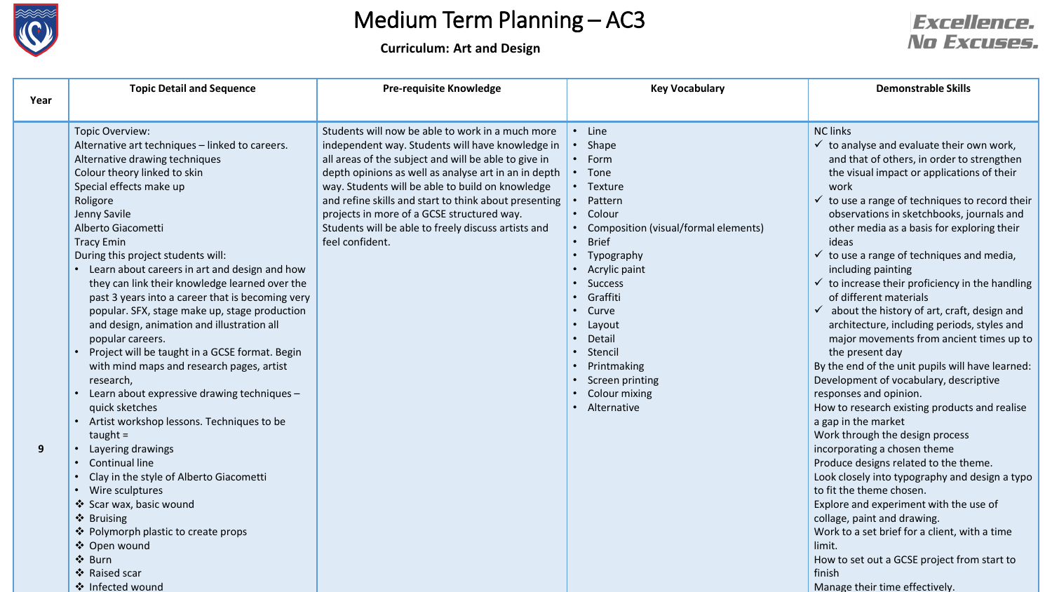# Medium Term Planning – AC3

**Curriculum: Art and Design**

Excellence. No Excuses.

| Year | Topic Detail and Sequence | Pre-requisite Knowledge | Key Vocabulary | Demonstrable Skills |
|---|---|---|---|---|
| 9 | Topic Overview:<br>Alternative art techniques – linked to careers.<br>Alternative drawing techniques<br>Colour theory linked to skin<br>Special effects make up<br>Roligore<br>Jenny Savile<br>Alberto Giacometti<br>Tracy Emin<br>During this project students will:<br>• Learn about careers in art and design and how they can link their knowledge learned over the past 3 years into a career that is becoming very popular. SFX, stage make up, stage production and design, animation and illustration all popular careers.<br>• Project will be taught in a GCSE format. Begin with mind maps and research pages, artist research,<br>• Learn about expressive drawing techniques – quick sketches<br>• Artist workshop lessons. Techniques to be taught =<br>• Layering drawings<br>• Continual line<br>• Clay in the style of Alberto Giacometti<br>• Wire sculptures<br>❖ Scar wax, basic wound<br>❖ Bruising<br>❖ Polymorph plastic to create props<br>❖ Open wound<br>❖ Burn<br>❖ Raised scar<br>❖ Infected wound | Students will now be able to work in a much more independent way. Students will have knowledge in all areas of the subject and will be able to give in depth opinions as well as analyse art in an in depth way. Students will be able to build on knowledge and refine skills and start to think about presenting projects in more of a GCSE structured way. Students will be able to freely discuss artists and feel confident. | • Line<br>• Shape<br>• Form<br>• Tone<br>• Texture<br>• Pattern<br>• Colour<br>• Composition (visual/formal elements)<br>• Brief<br>• Typography<br>• Acrylic paint<br>• Success<br>• Graffiti<br>• Curve<br>• Layout<br>• Detail<br>• Stencil<br>• Printmaking<br>• Screen printing<br>• Colour mixing<br>• Alternative | NC links<br>✓ to analyse and evaluate their own work, and that of others, in order to strengthen the visual impact or applications of their work<br>✓ to use a range of techniques to record their observations in sketchbooks, journals and other media as a basis for exploring their ideas<br>✓ to use a range of techniques and media, including painting<br>✓ to increase their proficiency in the handling of different materials<br>✓ about the history of art, craft, design and architecture, including periods, styles and major movements from ancient times up to the present day<br>By the end of the unit pupils will have learned:<br>Development of vocabulary, descriptive responses and opinion.<br>How to research existing products and realise a gap in the market<br>Work through the design process incorporating a chosen theme<br>Produce designs related to the theme.<br>Look closely into typography and design a typo to fit the theme chosen.<br>Explore and experiment with the use of collage, paint and drawing.<br>Work to a set brief for a client, with a time limit.<br>How to set out a GCSE project from start to finish<br>Manage their time effectively. |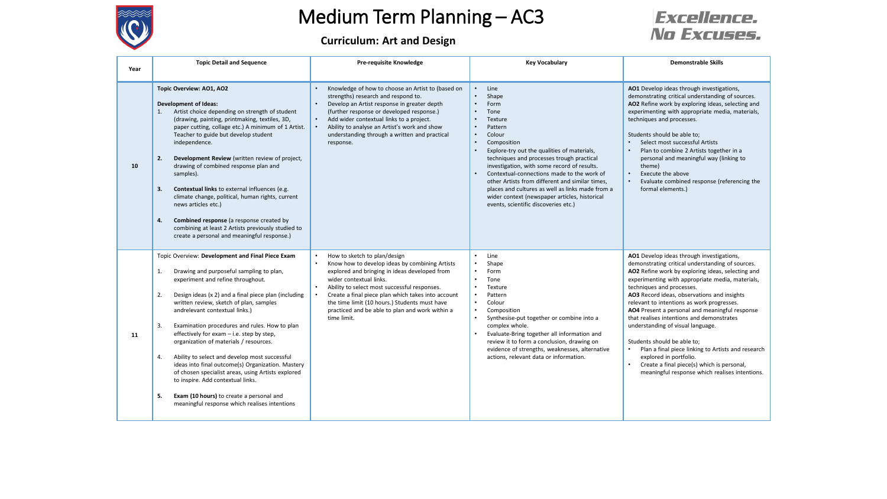# Medium Term Planning – AC3

**Curriculum: Art and Design**

Excellence. No Excuses.

| Year | Topic Detail and Sequence | Pre-requisite Knowledge | Key Vocabulary | Demonstrable Skills |
|---|---|---|---|---|
| 10 | **Topic Overview: AO1, AO2**<br><br>**Development of Ideas:**<br>1. Artist choice depending on strength of student (drawing, painting, printmaking, textiles, 3D, paper cutting, collage etc.) A minimum of 1 Artist. Teacher to guide but develop student independence.<br><br>2. **Development Review** (written review of project, drawing of combined response plan and samples).<br><br>3. **Contextual links** to external influences (e.g. climate change, political, human rights, current news articles etc.)<br><br>4. **Combined response** (a response created by combining at least 2 Artists previously studied to create a personal and meaningful response.) | • Knowledge of how to choose an Artist to (based on strengths) research and respond to.<br>• Develop an Artist response in greater depth (further response or developed response.)<br>• Add wider contextual links to a project.<br>• Ability to analyse an Artist's work and show understanding through a written and practical response. | • Line<br>• Shape<br>• Form<br>• Tone<br>• Texture<br>• Pattern<br>• Colour<br>• Composition<br>• Explore-try out the qualities of materials, techniques and processes trough practical investigation, with some record of results.<br>• Contextual-connections made to the work of other Artists from different and similar times, places and cultures as well as links made from a wider context (newspaper articles, historical events, scientific discoveries etc.) | **AO1** Develop ideas through investigations, demonstrating critical understanding of sources.<br>**AO2** Refine work by exploring ideas, selecting and experimenting with appropriate media, materials, techniques and processes.<br><br>Students should be able to;<br>• Select most successful Artists<br>• Plan to combine 2 Artists together in a personal and meaningful way (linking to theme)<br>• Execute the above<br>• Evaluate combined response (referencing the formal elements.) |
| 11 | Topic Overview: **Development and Final Piece Exam**<br><br>1. Drawing and purposeful sampling to plan, experiment and refine throughout.<br><br>2. Design ideas (x 2) and a final piece plan (including written review, sketch of plan, samples andrelevant contextual links.)<br><br>3. Examination procedures and rules. How to plan effectively for exam – i.e. step by step, organization of materials / resources.<br><br>4. Ability to select and develop most successful ideas into final outcome(s) Organization. Mastery of chosen specialist areas, using Artists explored to inspire. Add contextual links.<br><br>5. **Exam (10 hours)** to create a personal and meaningful response which realises intentions | • How to sketch to plan/design<br>• Know how to develop ideas by combining Artists explored and bringing in ideas developed from wider contextual links.<br>• Ability to select most successful responses.<br>• Create a final piece plan which takes into account the time limit (10 hours.) Students must have practiced and be able to plan and work within a time limit. | • Line<br>• Shape<br>• Form<br>• Tone<br>• Texture<br>• Pattern<br>• Colour<br>• Composition<br>• Synthesise-put together or combine into a complex whole.<br>• Evaluate-Bring together all information and review it to form a conclusion, drawing on evidence of strengths, weaknesses, alternative actions, relevant data or information. | **AO1** Develop ideas through investigations, demonstrating critical understanding of sources.<br>**AO2** Refine work by exploring ideas, selecting and experimenting with appropriate media, materials, techniques and processes.<br>**AO3** Record ideas, observations and insights relevant to intentions as work progresses.<br>**AO4** Present a personal and meaningful response that realises intentions and demonstrates understanding of visual language.<br><br>Students should be able to;<br>• Plan a final piece linking to Artists and research explored in portfolio.<br>• Create a final piece(s) which is personal, meaningful response which realises intentions. |